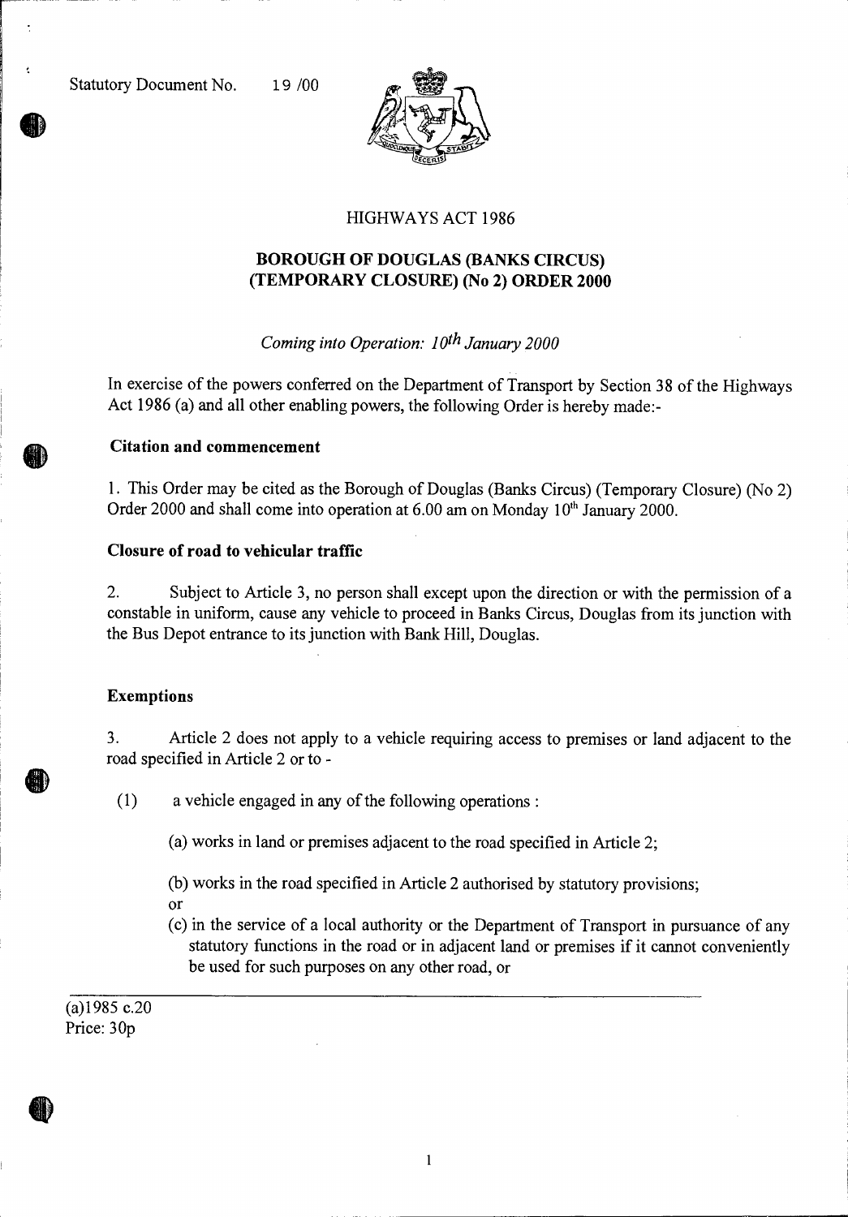Statutory Document No. 19 /00

HIGHWAYS ACT 1986

# BOROUGH OF DOUGLAS (BANKS CIRCUS) (TEMPORARY CLOSURE) (No 2) ORDER 2000

*Coming into Operation: 10th January 2000*

In exercise of the powers conferred on the Department of Transport by Section 38 of the Highways Act 1986 (a) and all other enabling powers, the following Order is hereby made:-

**Citation and commencement**

1. This Order may be cited as the Borough of Douglas (Banks Circus) (Temporary Closure) (No 2) Order 2000 and shall come into operation at 6.00 am on Monday 10th January 2000.

**Closure of road to vehicular traffic**

2. Subject to Article 3, no person shall except upon the direction or with the permission of a constable in uniform, cause any vehicle to proceed in Banks Circus, Douglas from its junction with the Bus Depot entrance to its junction with Bank Hill, Douglas.

**Exemptions**

3. Article 2 does not apply to a vehicle requiring access to premises or land adjacent to the road specified in Article 2 or to -

(1) a vehicle engaged in any of the following operations :

(a) works in land or premises adjacent to the road specified in Article 2;

(b) works in the road specified in Article 2 authorised by statutory provisions;

or

(c) in the service of a local authority or the Department of Transport in pursuance of any statutory functions in the road or in adjacent land or premises if it cannot conveniently be used for such purposes on any other road, or

(a)1985 c.20
Price: 30p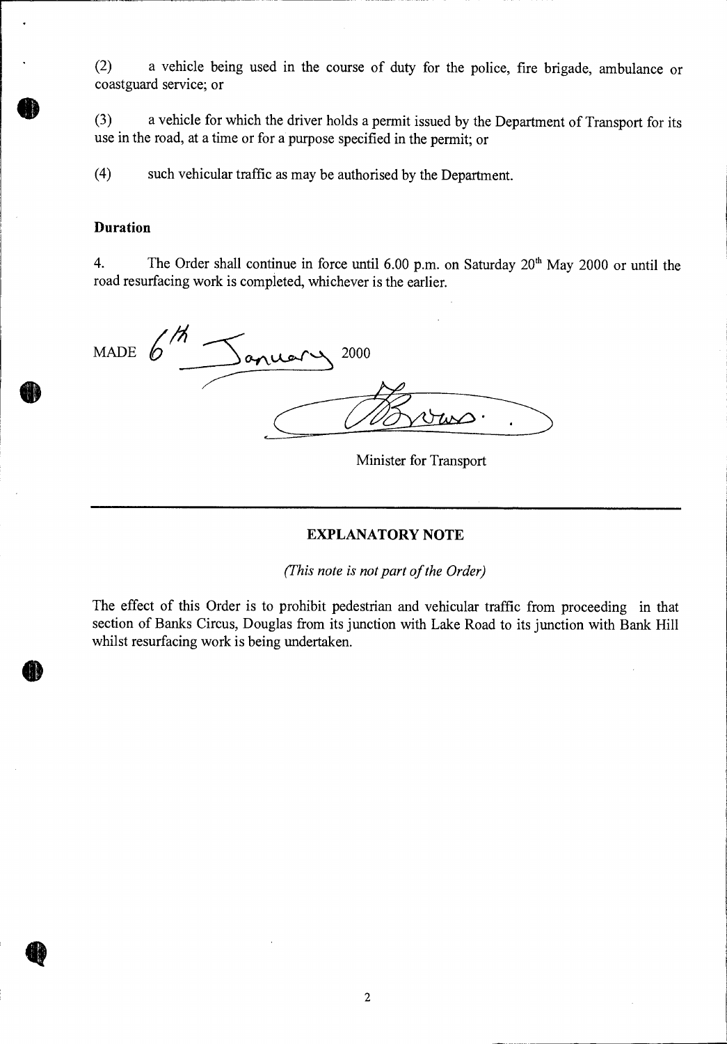(2) a vehicle being used in the course of duty for the police, fire brigade, ambulance or coastguard service; or

(3) a vehicle for which the driver holds a permit issued by the Department of Transport for its use in the road, at a time or for a purpose specified in the permit; or

(4) such vehicular traffic as may be authorised by the Department.

**Duration**

4. The Order shall continue in force until 6.00 p.m. on Saturday 20th May 2000 or until the road resurfacing work is completed, whichever is the earlier.

MADE 6th January 2000

Minister for Transport

---

**EXPLANATORY NOTE**

*(This note is not part of the Order)*

The effect of this Order is to prohibit pedestrian and vehicular traffic from proceeding in that section of Banks Circus, Douglas from its junction with Lake Road to its junction with Bank Hill whilst resurfacing work is being undertaken.